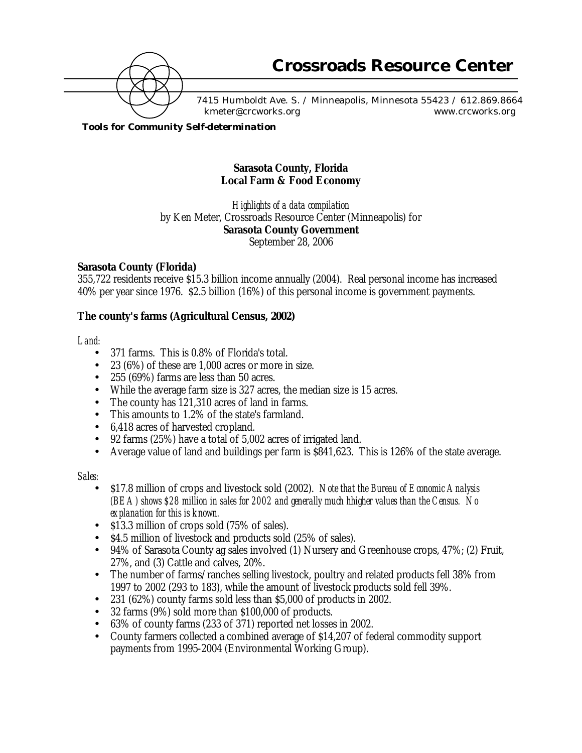# Crossroads Resource Center

7415 Humboldt Ave. S. / Minneapolis, Minnesota 55423 / 612.869.8664
kmeter@crcworks.org www.crcworks.org

**Tools for Community Self-determination**

## Sarasota County, Florida
## Local Farm & Food Economy

*Highlights of a data compilation*
by Ken Meter, Crossroads Resource Center (Minneapolis) for
**Sarasota County Government**
September 28, 2006

### Sarasota County (Florida)

355,722 residents receive $15.3 billion income annually (2004). Real personal income has increased 40% per year since 1976. $2.5 billion (16%) of this personal income is government payments.

### The county's farms (Agricultural Census, 2002)

*Land:*

- 371 farms. This is 0.8% of Florida's total.
- 23 (6%) of these are 1,000 acres or more in size.
- 255 (69%) farms are less than 50 acres.
- While the average farm size is 327 acres, the median size is 15 acres.
- The county has 121,310 acres of land in farms.
- This amounts to 1.2% of the state's farmland.
- 6,418 acres of harvested cropland.
- 92 farms (25%) have a total of 5,002 acres of irrigated land.
- Average value of land and buildings per farm is $841,623. This is 126% of the state average.

*Sales:*

- $17.8 million of crops and livestock sold (2002). *Note that the Bureau of Economic Analysis (BEA) shows $28 million in sales for 2002 and generally much hhigher values than the Census. No explanation for this is known.*
- $13.3 million of crops sold (75% of sales).
- $4.5 million of livestock and products sold (25% of sales).
- 94% of Sarasota County ag sales involved (1) Nursery and Greenhouse crops, 47%; (2) Fruit, 27%, and (3) Cattle and calves, 20%.
- The number of farms/ranches selling livestock, poultry and related products fell 38% from 1997 to 2002 (293 to 183), while the amount of livestock products sold fell 39%.
- 231 (62%) county farms sold less than $5,000 of products in 2002.
- 32 farms (9%) sold more than $100,000 of products.
- 63% of county farms (233 of 371) reported net losses in 2002.
- County farmers collected a combined average of $14,207 of federal commodity support payments from 1995-2004 (Environmental Working Group).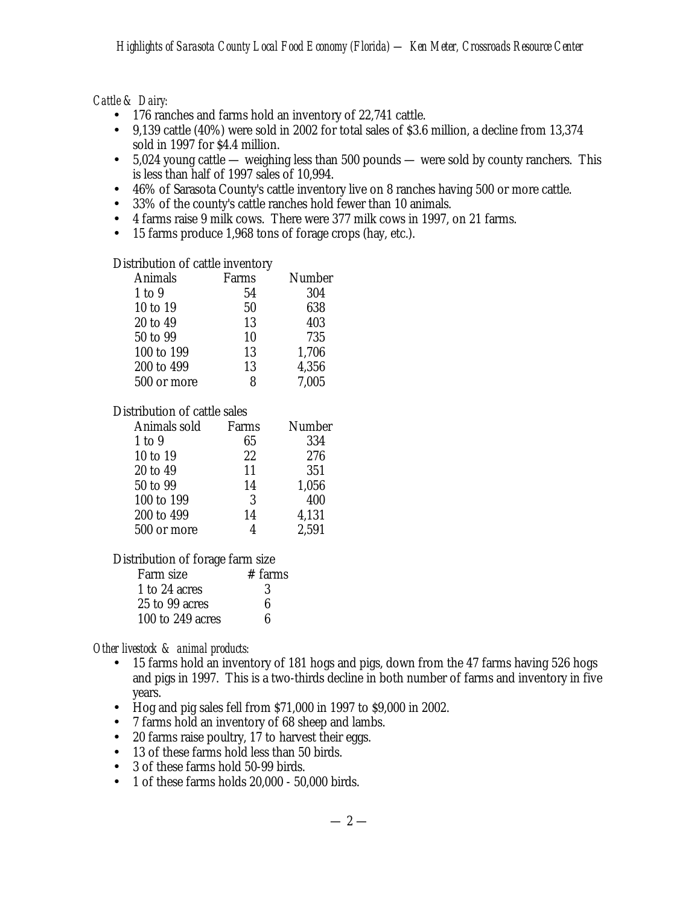*Cattle & Dairy:*

- 176 ranches and farms hold an inventory of 22,741 cattle.
- 9,139 cattle (40%) were sold in 2002 for total sales of $3.6 million, a decline from 13,374 sold in 1997 for $4.4 million.
- 5,024 young cattle — weighing less than 500 pounds — were sold by county ranchers. This is less than half of 1997 sales of 10,994.
- 46% of Sarasota County's cattle inventory live on 8 ranches having 500 or more cattle.
- 33% of the county's cattle ranches hold fewer than 10 animals.
- 4 farms raise 9 milk cows. There were 377 milk cows in 1997, on 21 farms.
- 15 farms produce 1,968 tons of forage crops (hay, etc.).

Distribution of cattle inventory

| Animals | Farms | Number |
|---|---|---|
| 1 to 9 | 54 | 304 |
| 10 to 19 | 50 | 638 |
| 20 to 49 | 13 | 403 |
| 50 to 99 | 10 | 735 |
| 100 to 199 | 13 | 1,706 |
| 200 to 499 | 13 | 4,356 |
| 500 or more | 8 | 7,005 |

Distribution of cattle sales

| Animals sold | Farms | Number |
|---|---|---|
| 1 to 9 | 65 | 334 |
| 10 to 19 | 22 | 276 |
| 20 to 49 | 11 | 351 |
| 50 to 99 | 14 | 1,056 |
| 100 to 199 | 3 | 400 |
| 200 to 499 | 14 | 4,131 |
| 500 or more | 4 | 2,591 |

Distribution of forage farm size

| Farm size | # farms |
|---|---|
| 1 to 24 acres | 3 |
| 25 to 99 acres | 6 |
| 100 to 249 acres | 6 |

*Other livestock & animal products:*

- 15 farms hold an inventory of 181 hogs and pigs, down from the 47 farms having 526 hogs and pigs in 1997. This is a two-thirds decline in both number of farms and inventory in five years.
- Hog and pig sales fell from $71,000 in 1997 to $9,000 in 2002.
- 7 farms hold an inventory of 68 sheep and lambs.
- 20 farms raise poultry, 17 to harvest their eggs.
- 13 of these farms hold less than 50 birds.
- 3 of these farms hold 50-99 birds.
- 1 of these farms holds 20,000 - 50,000 birds.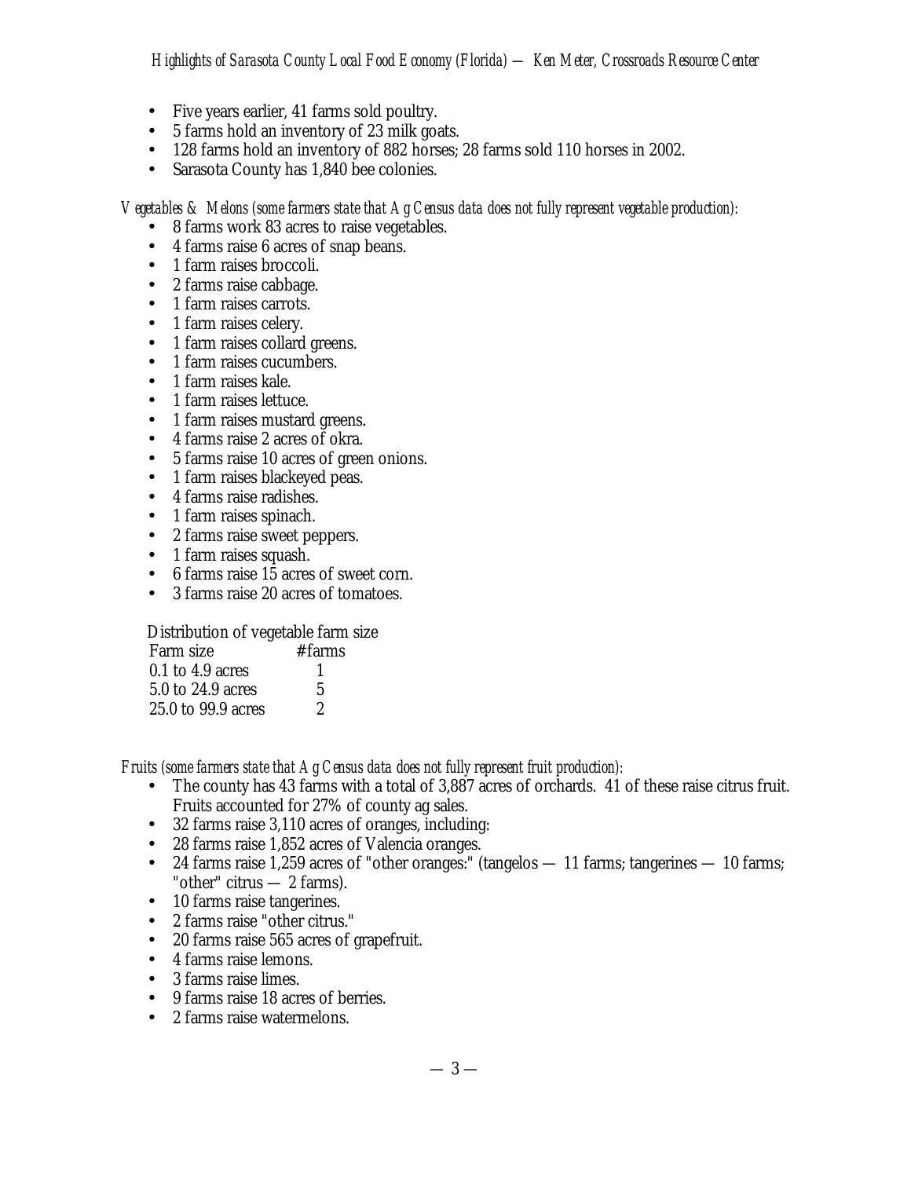- Five years earlier, 41 farms sold poultry.
- 5 farms hold an inventory of 23 milk goats.
- 128 farms hold an inventory of 882 horses; 28 farms sold 110 horses in 2002.
- Sarasota County has 1,840 bee colonies.

*Vegetables & Melons (some farmers state that Ag Census data does not fully represent vegetable production):*

- 8 farms work 83 acres to raise vegetables.
- 4 farms raise 6 acres of snap beans.
- 1 farm raises broccoli.
- 2 farms raise cabbage.
- 1 farm raises carrots.
- 1 farm raises celery.
- 1 farm raises collard greens.
- 1 farm raises cucumbers.
- 1 farm raises kale.
- 1 farm raises lettuce.
- 1 farm raises mustard greens.
- 4 farms raise 2 acres of okra.
- 5 farms raise 10 acres of green onions.
- 1 farm raises blackeyed peas.
- 4 farms raise radishes.
- 1 farm raises spinach.
- 2 farms raise sweet peppers.
- 1 farm raises squash.
- 6 farms raise 15 acres of sweet corn.
- 3 farms raise 20 acres of tomatoes.

Distribution of vegetable farm size

| Farm size | # farms |
|---|---|
| 0.1 to 4.9 acres | 1 |
| 5.0 to 24.9 acres | 5 |
| 25.0 to 99.9 acres | 2 |

*Fruits (some farmers state that Ag Census data does not fully represent fruit production):*

- The county has 43 farms with a total of 3,887 acres of orchards. 41 of these raise citrus fruit. Fruits accounted for 27% of county ag sales.
- 32 farms raise 3,110 acres of oranges, including:
- 28 farms raise 1,852 acres of Valencia oranges.
- 24 farms raise 1,259 acres of "other oranges:" (tangelos — 11 farms; tangerines — 10 farms; "other" citrus — 2 farms).
- 10 farms raise tangerines.
- 2 farms raise "other citrus."
- 20 farms raise 565 acres of grapefruit.
- 4 farms raise lemons.
- 3 farms raise limes.
- 9 farms raise 18 acres of berries.
- 2 farms raise watermelons.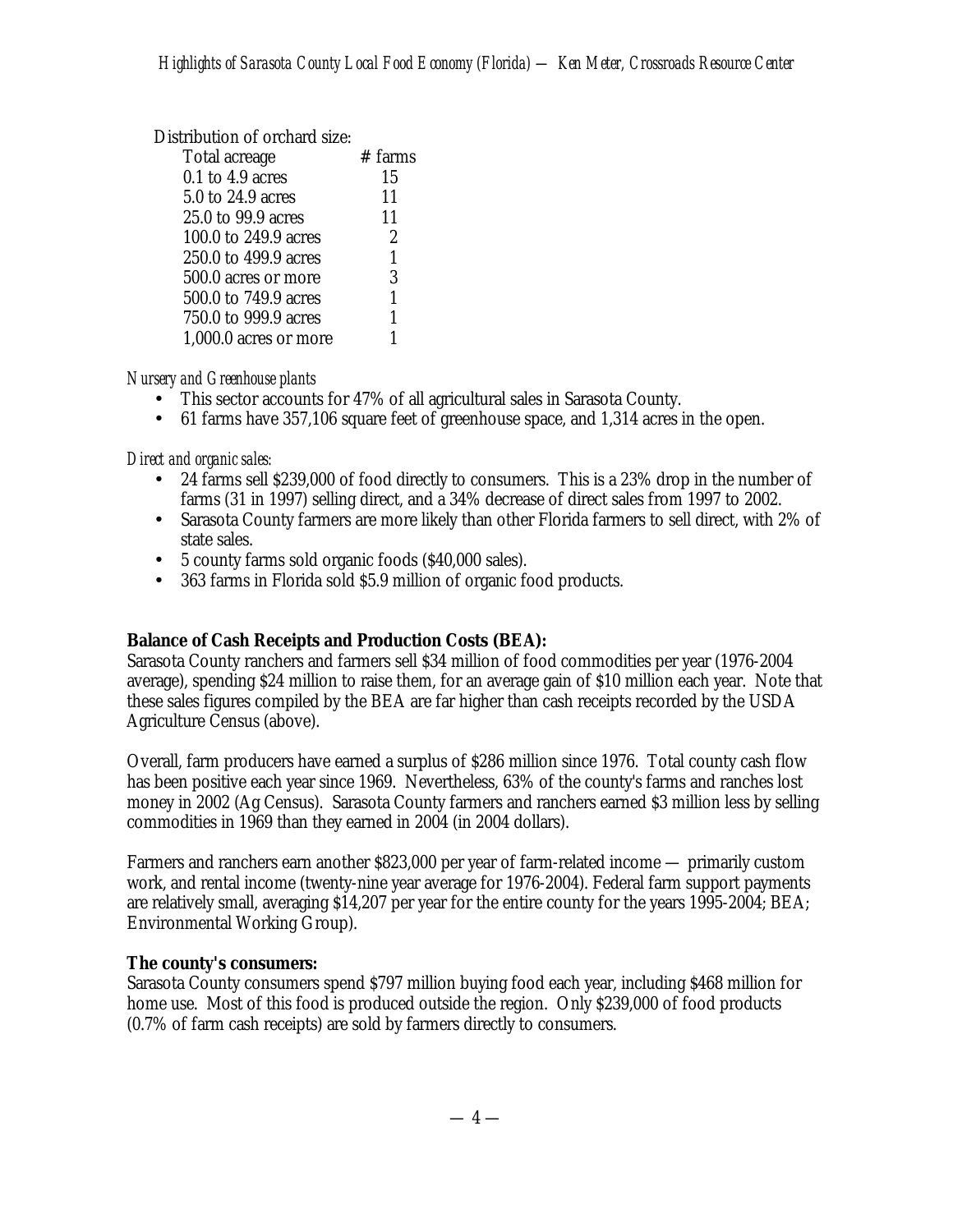Distribution of orchard size:

| Total acreage | # farms |
|---|---|
| 0.1 to 4.9 acres | 15 |
| 5.0 to 24.9 acres | 11 |
| 25.0 to 99.9 acres | 11 |
| 100.0 to 249.9 acres | 2 |
| 250.0 to 499.9 acres | 1 |
| 500.0 acres or more | 3 |
| 500.0 to 749.9 acres | 1 |
| 750.0 to 999.9 acres | 1 |
| 1,000.0 acres or more | 1 |

*Nursery and Greenhouse plants*

- This sector accounts for 47% of all agricultural sales in Sarasota County.
- 61 farms have 357,106 square feet of greenhouse space, and 1,314 acres in the open.

*Direct and organic sales:*

- 24 farms sell $239,000 of food directly to consumers. This is a 23% drop in the number of farms (31 in 1997) selling direct, and a 34% decrease of direct sales from 1997 to 2002.
- Sarasota County farmers are more likely than other Florida farmers to sell direct, with 2% of state sales.
- 5 county farms sold organic foods ($40,000 sales).
- 363 farms in Florida sold $5.9 million of organic food products.

**Balance of Cash Receipts and Production Costs (BEA):**

Sarasota County ranchers and farmers sell $34 million of food commodities per year (1976-2004 average), spending $24 million to raise them, for an average gain of $10 million each year. Note that these sales figures compiled by the BEA are far higher than cash receipts recorded by the USDA Agriculture Census (above).

Overall, farm producers have earned a surplus of $286 million since 1976. Total county cash flow has been positive each year since 1969. Nevertheless, 63% of the county's farms and ranches lost money in 2002 (Ag Census). Sarasota County farmers and ranchers earned $3 million less by selling commodities in 1969 than they earned in 2004 (in 2004 dollars).

Farmers and ranchers earn another $823,000 per year of farm-related income — primarily custom work, and rental income (twenty-nine year average for 1976-2004). Federal farm support payments are relatively small, averaging $14,207 per year for the entire county for the years 1995-2004; BEA; Environmental Working Group).

**The county's consumers:**

Sarasota County consumers spend $797 million buying food each year, including $468 million for home use. Most of this food is produced outside the region. Only $239,000 of food products (0.7% of farm cash receipts) are sold by farmers directly to consumers.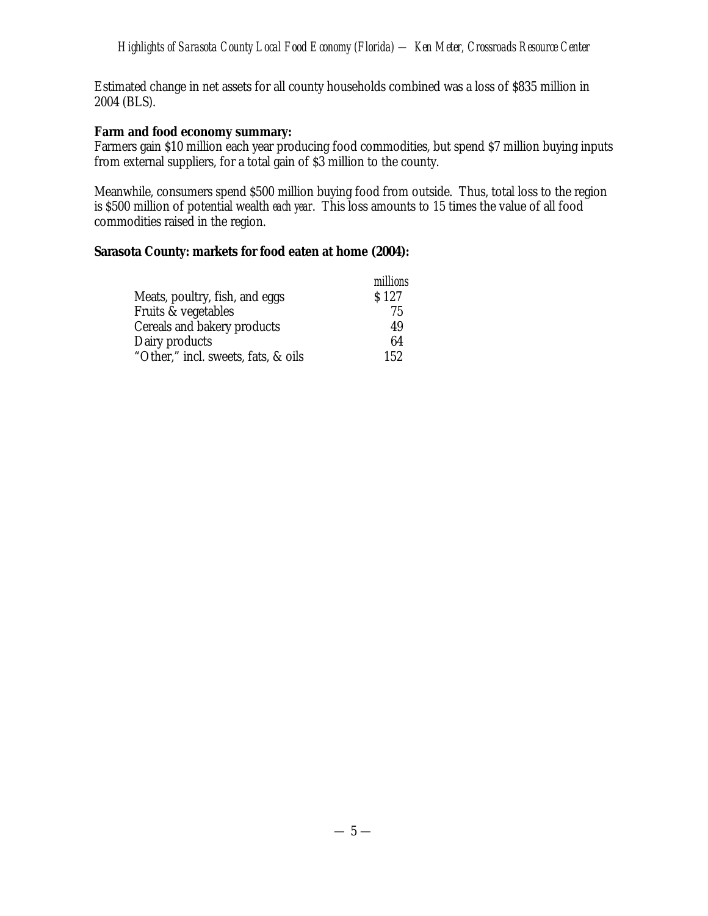Estimated change in net assets for all county households combined was a loss of $835 million in 2004 (BLS).

**Farm and food economy summary:**
Farmers gain $10 million each year producing food commodities, but spend $7 million buying inputs from external suppliers, for a total gain of $3 million to the county.

Meanwhile, consumers spend $500 million buying food from outside. Thus, total loss to the region is $500 million of potential wealth *each year*. This loss amounts to 15 times the value of all food commodities raised in the region.

**Sarasota County: markets for food eaten at home (2004):**

| | *millions* |
|---|---|
| Meats, poultry, fish, and eggs | $ 127 |
| Fruits & vegetables | 75 |
| Cereals and bakery products | 49 |
| Dairy products | 64 |
| "Other," incl. sweets, fats, & oils | 152 |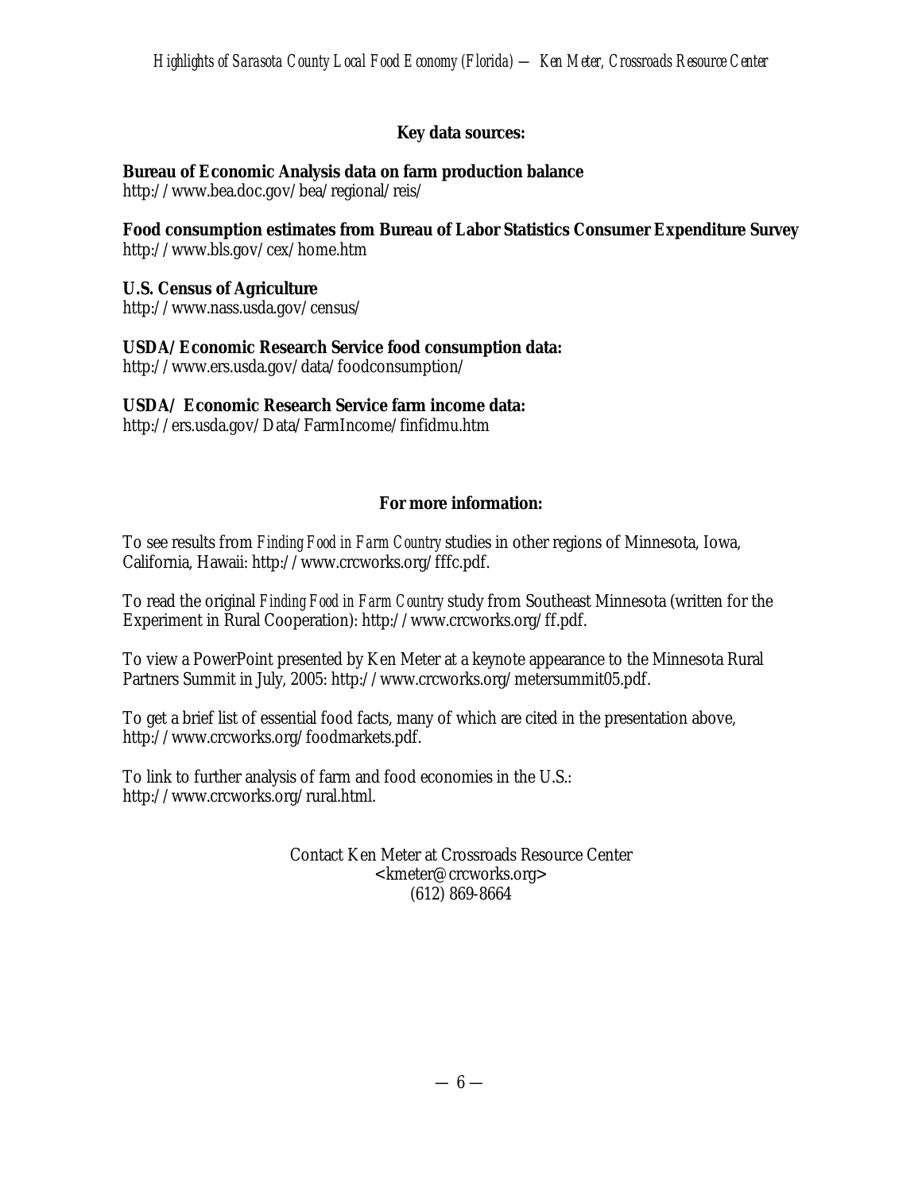## Key data sources:

**Bureau of Economic Analysis data on farm production balance**
http://www.bea.doc.gov/bea/regional/reis/

**Food consumption estimates from Bureau of Labor Statistics Consumer Expenditure Survey**
http://www.bls.gov/cex/home.htm

**U.S. Census of Agriculture**
http://www.nass.usda.gov/census/

**USDA/Economic Research Service food consumption data:**
http://www.ers.usda.gov/data/foodconsumption/

**USDA/ Economic Research Service farm income data:**
http://ers.usda.gov/Data/FarmIncome/finfidmu.htm

## For more information:

To see results from *Finding Food in Farm Country* studies in other regions of Minnesota, Iowa, California, Hawaii: http://www.crcworks.org/fffc.pdf.

To read the original *Finding Food in Farm Country* study from Southeast Minnesota (written for the Experiment in Rural Cooperation): http://www.crcworks.org/ff.pdf.

To view a PowerPoint presented by Ken Meter at a keynote appearance to the Minnesota Rural Partners Summit in July, 2005: http://www.crcworks.org/metersummit05.pdf.

To get a brief list of essential food facts, many of which are cited in the presentation above, http://www.crcworks.org/foodmarkets.pdf.

To link to further analysis of farm and food economies in the U.S.: http://www.crcworks.org/rural.html.

Contact Ken Meter at Crossroads Resource Center
<kmeter@crcworks.org>
(612) 869-8664